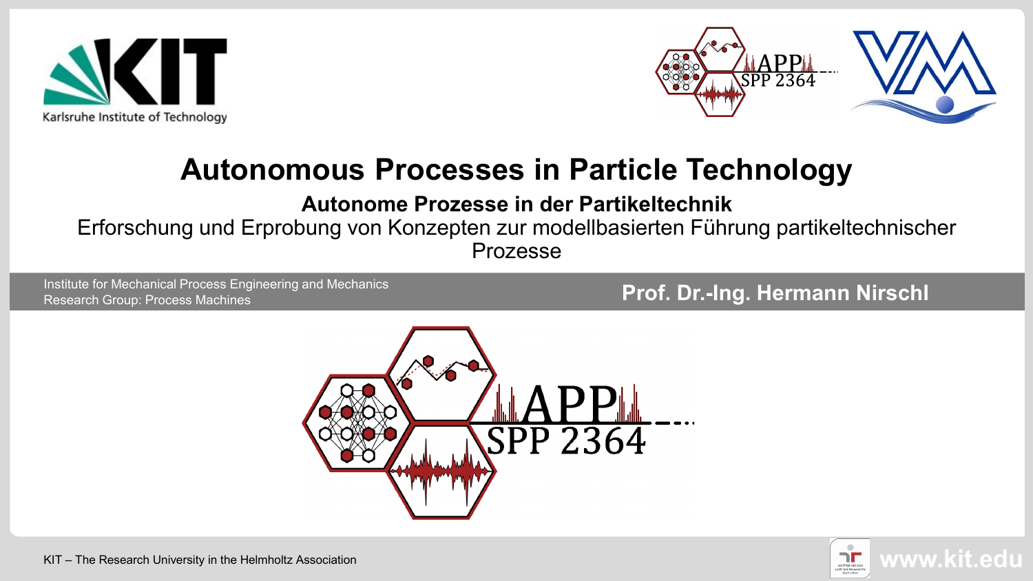Karlsruhe Institute of Technology

# Autonomous Processes in Particle Technology

**Autonome Prozesse in der Partikeltechnik**

Erforschung und Erprobung von Konzepten zur modellbasierten Führung partikeltechnischer Prozesse

Institute for Mechanical Process Engineering and Mechanics
Research Group: Process Machines

**Prof. Dr.-Ing. Hermann Nirschl**

APP SPP 2364

KIT – The Research University in the Helmholtz Association

www.kit.edu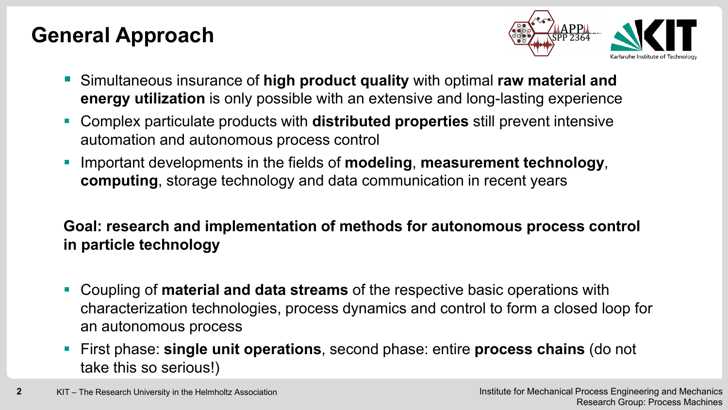# General Approach

- Simultaneous insurance of **high product quality** with optimal **raw material and energy utilization** is only possible with an extensive and long-lasting experience
- Complex particulate products with **distributed properties** still prevent intensive automation and autonomous process control
- Important developments in the fields of **modeling**, **measurement technology**, **computing**, storage technology and data communication in recent years

**Goal: research and implementation of methods for autonomous process control in particle technology**

- Coupling of **material and data streams** of the respective basic operations with characterization technologies, process dynamics and control to form a closed loop for an autonomous process
- First phase: **single unit operations**, second phase: entire **process chains** (do not take this so serious!)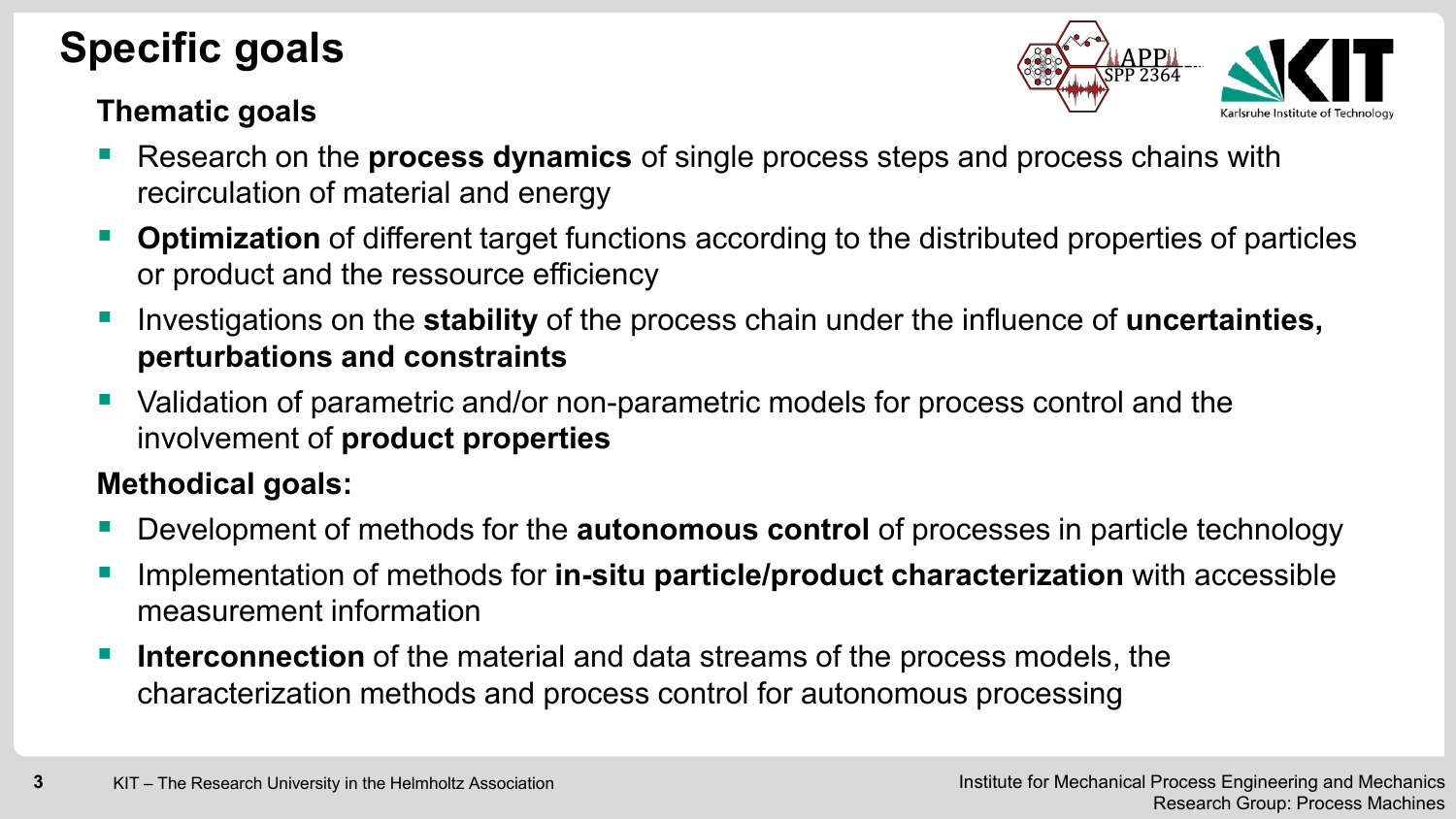# Specific goals

## Thematic goals

- Research on the **process dynamics** of single process steps and process chains with recirculation of material and energy
- **Optimization** of different target functions according to the distributed properties of particles or product and the ressource efficiency
- Investigations on the **stability** of the process chain under the influence of **uncertainties, perturbations and constraints**
- Validation of parametric and/or non-parametric models for process control and the involvement of **product properties**

## Methodical goals:

- Development of methods for the **autonomous control** of processes in particle technology
- Implementation of methods for **in-situ particle/product characterization** with accessible measurement information
- **Interconnection** of the material and data streams of the process models, the characterization methods and process control for autonomous processing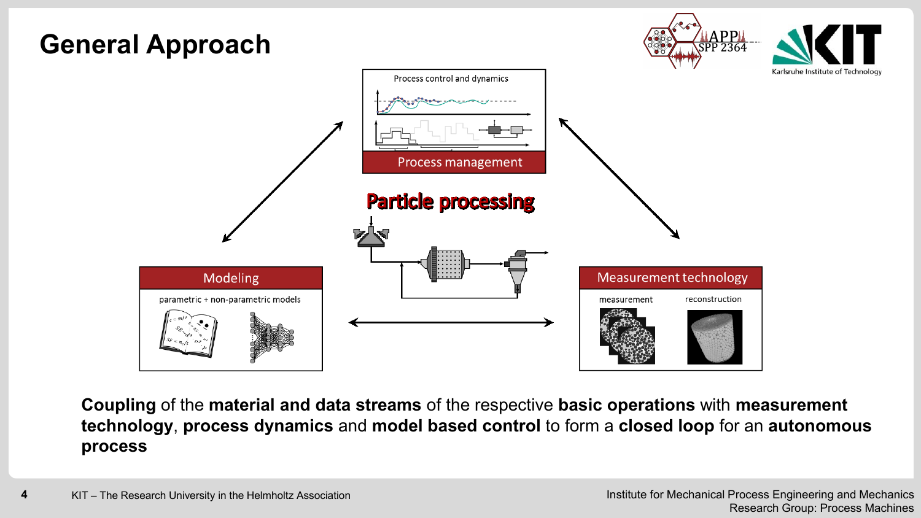# General Approach

Process control and dynamics

Process management

Particle processing

Modeling

parametric + non-parametric models

Measurement technology

measurement

reconstruction

**Coupling** of the **material and data streams** of the respective **basic operations** with **measurement technology**, **process dynamics** and **model based control** to form a **closed loop** for an **autonomous process**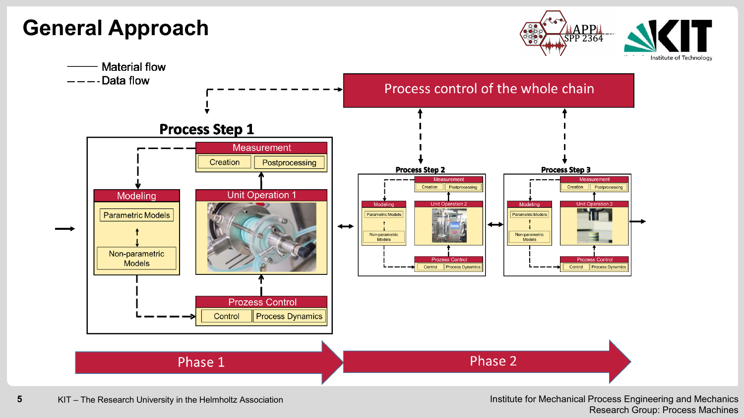# General Approach

——— Material flow
- - - - Data flow

Process control of the whole chain

## Process Step 1

- Measurement
  - Creation
  - Postprocessing
- Modeling
  - Parametric Models
  - Non-parametric Models
- Unit Operation 1
- Prozess Control
  - Control
  - Process Dynamics

## Process Step 2

- Measurement
  - Creation
  - Postprocessing
- Modeling
  - Parametric Models
  - Non-parametric Models
- Unit Operation 2
- Prozess Control
  - Control
  - Process Dynamics

## Process Step 3

- Measurement
  - Creation
  - Postprocessing
- Modeling
  - Parametric Models
  - Non-parametric Models
- Unit Operation 3
- Prozess Control
  - Control
  - Process Dynamics

Phase 1

Phase 2

KIT – The Research University in the Helmholtz Association

Institute for Mechanical Process Engineering and Mechanics
Research Group: Process Machines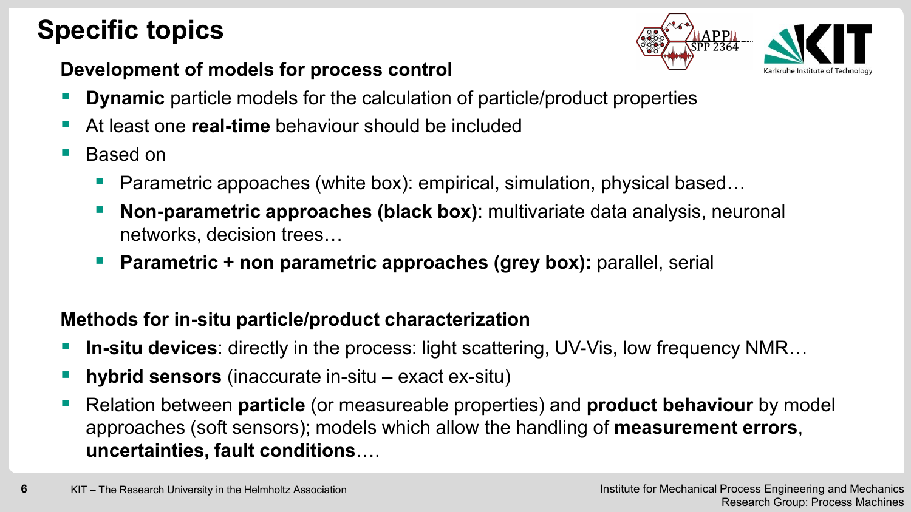# Specific topics

### Development of models for process control

- **Dynamic** particle models for the calculation of particle/product properties
- At least one **real-time** behaviour should be included
- Based on
  - Parametric appoaches (white box): empirical, simulation, physical based…
  - **Non-parametric approaches (black box)**: multivariate data analysis, neuronal networks, decision trees…
  - **Parametric + non parametric approaches (grey box):** parallel, serial

### Methods for in-situ particle/product characterization

- **In-situ devices**: directly in the process: light scattering, UV-Vis, low frequency NMR…
- **hybrid sensors** (inaccurate in-situ – exact ex-situ)
- Relation between **particle** (or measureable properties) and **product behaviour** by model approaches (soft sensors); models which allow the handling of **measurement errors**, **uncertainties, fault conditions**….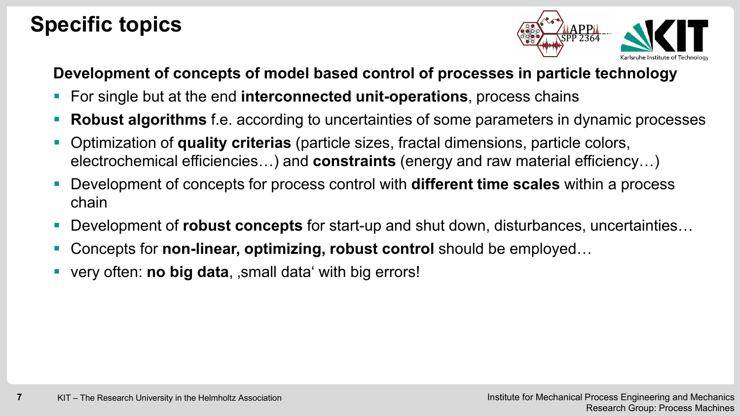# Specific topics

**Development of concepts of model based control of processes in particle technology**

- For single but at the end **interconnected unit-operations**, process chains
- **Robust algorithms** f.e. according to uncertainties of some parameters in dynamic processes
- Optimization of **quality criterias** (particle sizes, fractal dimensions, particle colors, electrochemical efficiencies…) and **constraints** (energy and raw material efficiency…)
- Development of concepts for process control with **different time scales** within a process chain
- Development of **robust concepts** for start-up and shut down, disturbances, uncertainties…
- Concepts for **non-linear, optimizing, robust control** should be employed…
- very often: **no big data**, ‚small data‘ with big errors!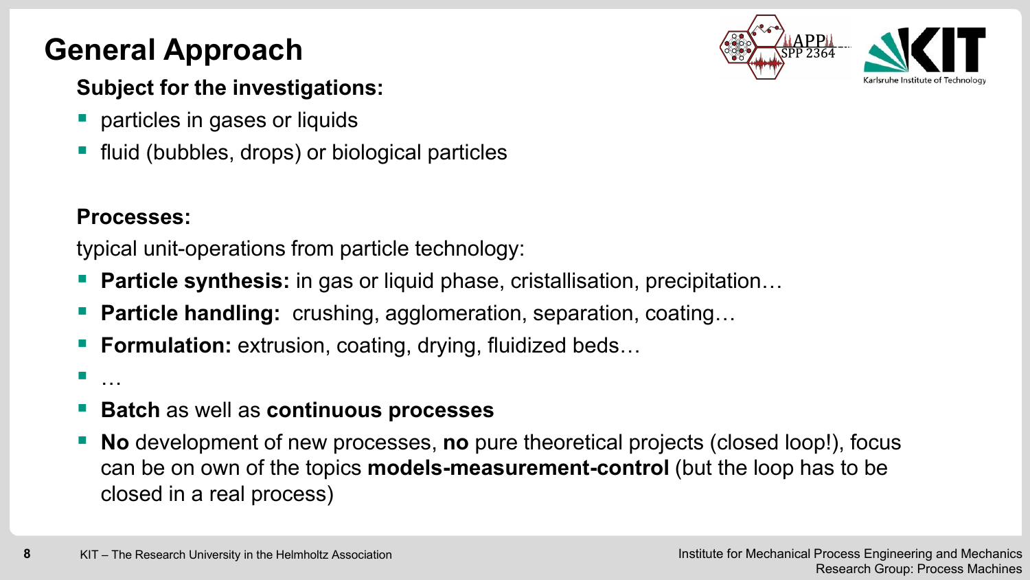# General Approach

**Subject for the investigations:**

- particles in gases or liquids
- fluid (bubbles, drops) or biological particles

**Processes:**

typical unit-operations from particle technology:

- **Particle synthesis:** in gas or liquid phase, cristallisation, precipitation…
- **Particle handling:** crushing, agglomeration, separation, coating…
- **Formulation:** extrusion, coating, drying, fluidized beds…
- …
- **Batch** as well as **continuous processes**
- **No** development of new processes, **no** pure theoretical projects (closed loop!), focus can be on own of the topics **models-measurement-control** (but the loop has to be closed in a real process)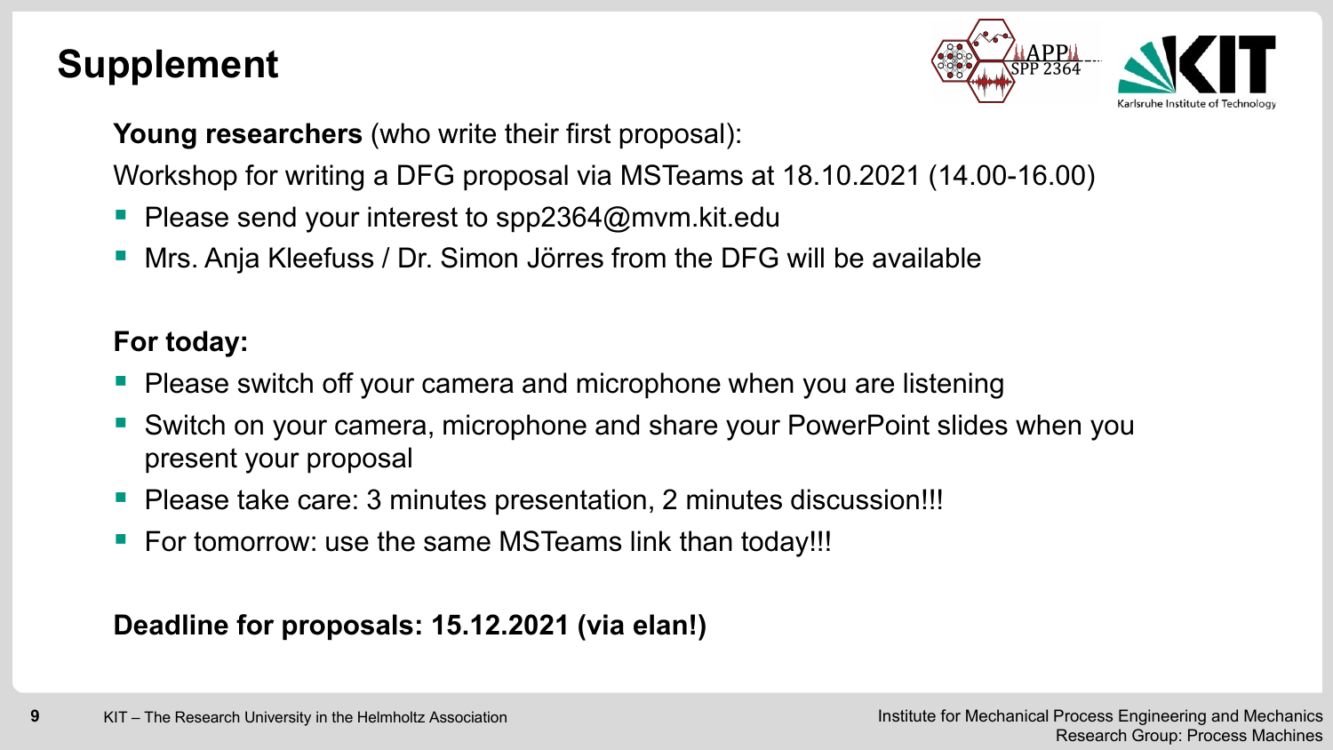# Supplement

**Young researchers** (who write their first proposal):

Workshop for writing a DFG proposal via MSTeams at 18.10.2021 (14.00-16.00)

- Please send your interest to spp2364@mvm.kit.edu
- Mrs. Anja Kleefuss / Dr. Simon Jörres from the DFG will be available

**For today:**

- Please switch off your camera and microphone when you are listening
- Switch on your camera, microphone and share your PowerPoint slides when you present your proposal
- Please take care: 3 minutes presentation, 2 minutes discussion!!!
- For tomorrow: use the same MSTeams link than today!!!

**Deadline for proposals: 15.12.2021 (via elan!)**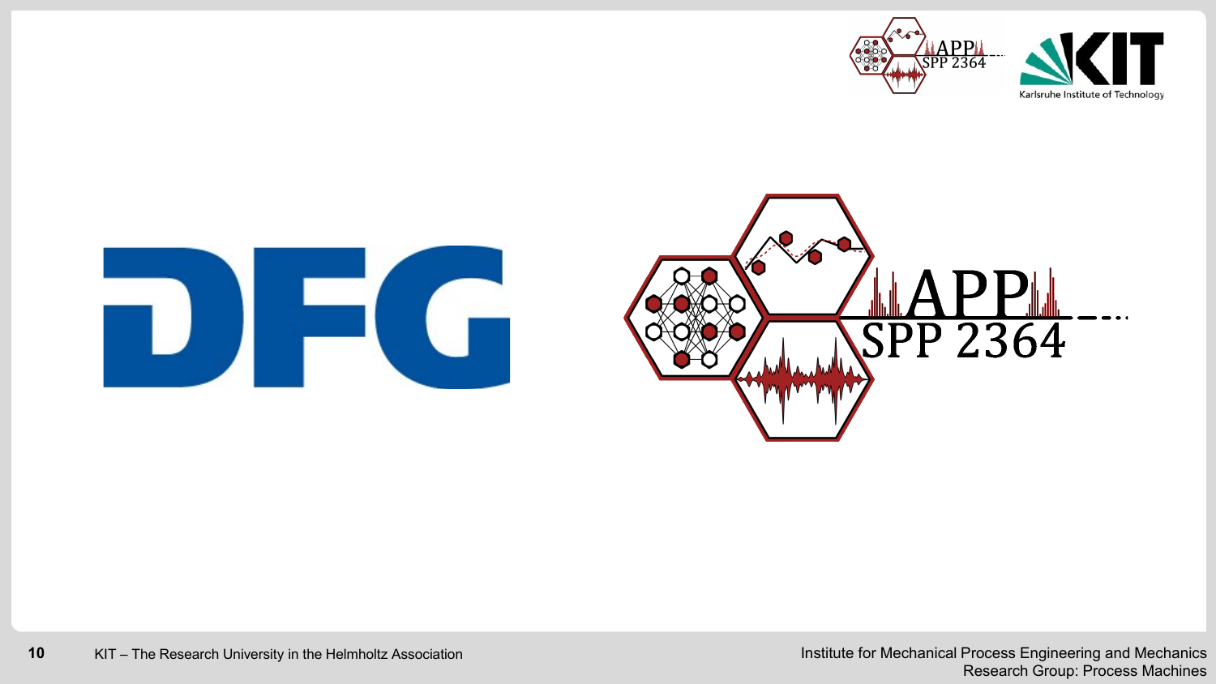DFG

APP
SPP 2364